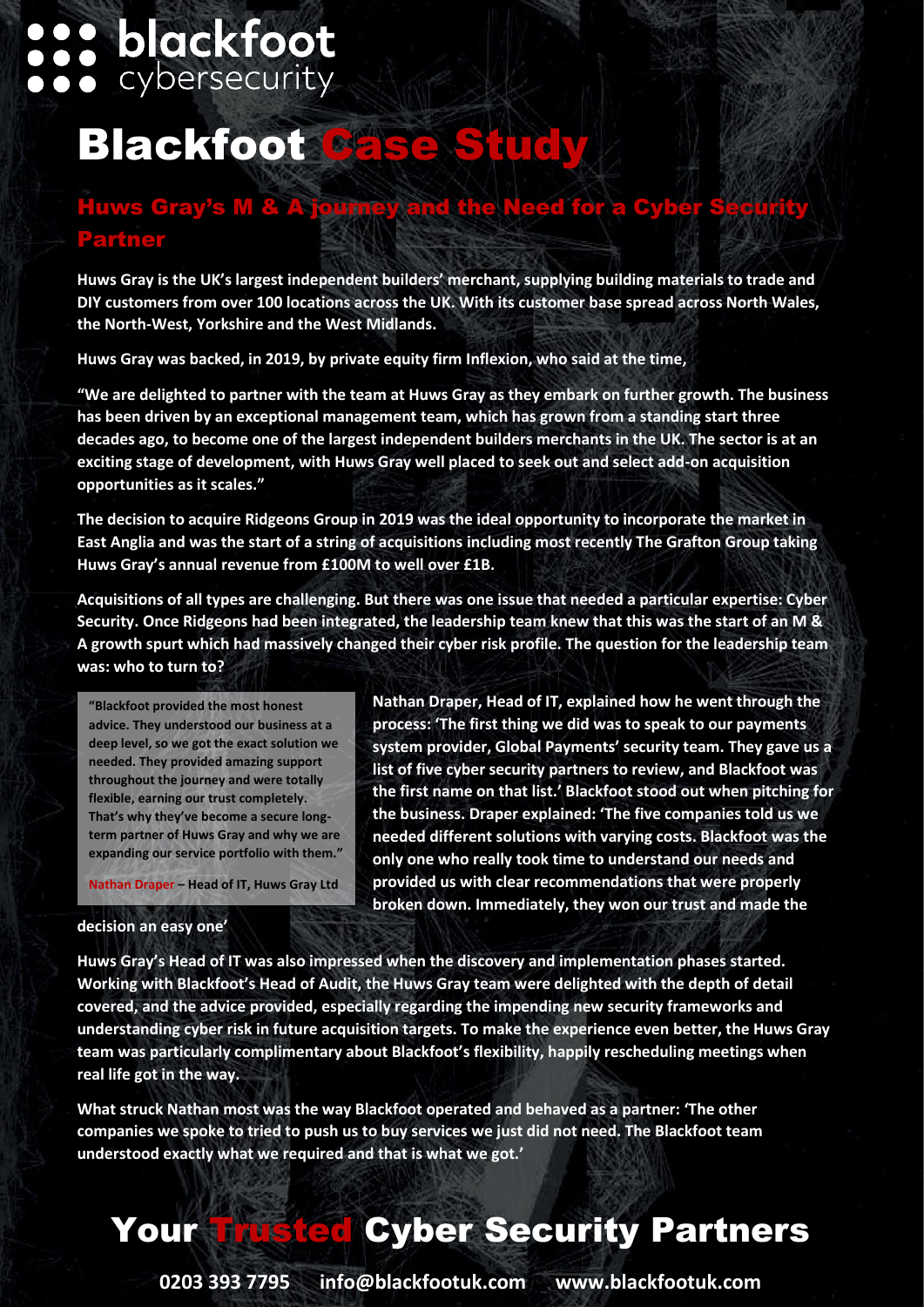# blackfoot cybersecurity

# Blackfoot Case Study

## Huws Gray's M & A journey and the Need for a Cyber Security Partner

**Huws Gray is the UK's largest independent builders' merchant, supplying building materials to trade and DIY customers from over 100 locations across the UK. With its customer base spread across North Wales, the North-West, Yorkshire and the West Midlands.**

**Huws Gray was backed, in 2019, by private equity firm Inflexion, who said at the time,**

**"We are delighted to partner with the team at Huws Gray as they embark on further growth. The business has been driven by an exceptional management team, which has grown from a standing start three decades ago, to become one of the largest independent builders merchants in the UK. The sector is at an exciting stage of development, with Huws Gray well placed to seek out and select add-on acquisition opportunities as it scales."**

**The decision to acquire Ridgeons Group in 2019 was the ideal opportunity to incorporate the market in East Anglia and was the start of a string of acquisitions including most recently The Grafton Group taking Huws Gray's annual revenue from £100M to well over £1B.**

**Acquisitions of all types are challenging. But there was one issue that needed a particular expertise: Cyber Security. Once Ridgeons had been integrated, the leadership team knew that this was the start of an M & A growth spurt which had massively changed their cyber risk profile. The question for the leadership team was: who to turn to?**

> **"Blackfoot provided the most honest advice. They understood our business at a deep level, so we got the exact solution we needed. They provided amazing support throughout the journey and were totally flexible, earning our trust completely. That's why they've become a secure long-term partner of Huws Gray and why we are expanding our service portfolio with them."**
>
> **Nathan Draper – Head of IT, Huws Gray Ltd**

**Nathan Draper, Head of IT, explained how he went through the process: 'The first thing we did was to speak to our payments system provider, Global Payments' security team. They gave us a list of five cyber security partners to review, and Blackfoot was the first name on that list.' Blackfoot stood out when pitching for the business. Draper explained: 'The five companies told us we needed different solutions with varying costs. Blackfoot was the only one who really took time to understand our needs and provided us with clear recommendations that were properly broken down. Immediately, they won our trust and made the decision an easy one'**

**Huws Gray's Head of IT was also impressed when the discovery and implementation phases started. Working with Blackfoot's Head of Audit, the Huws Gray team were delighted with the depth of detail covered, and the advice provided, especially regarding the impending new security frameworks and understanding cyber risk in future acquisition targets. To make the experience even better, the Huws Gray team was particularly complimentary about Blackfoot's flexibility, happily rescheduling meetings when real life got in the way.**

**What struck Nathan most was the way Blackfoot operated and behaved as a partner: 'The other companies we spoke to tried to push us to buy services we just did not need. The Blackfoot team understood exactly what we required and that is what we got.'**

## Your Trusted Cyber Security Partners

**0203 393 7795 info@blackfootuk.com www.blackfootuk.com**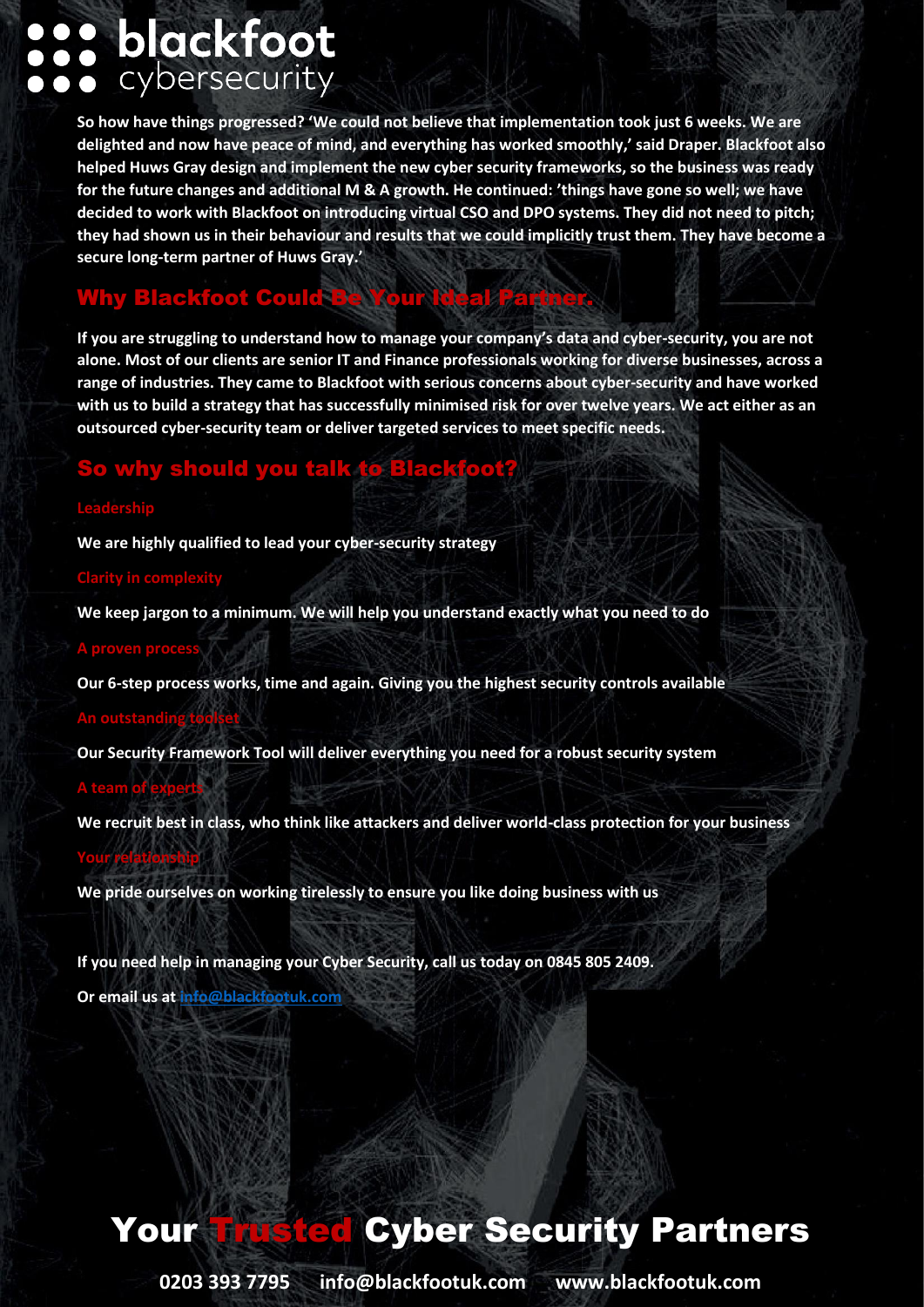**So how have things progressed? 'We could not believe that implementation took just 6 weeks. We are delighted and now have peace of mind, and everything has worked smoothly,' said Draper. Blackfoot also helped Huws Gray design and implement the new cyber security frameworks, so the business was ready for the future changes and additional M & A growth. He continued: 'things have gone so well; we have decided to work with Blackfoot on introducing virtual CSO and DPO systems. They did not need to pitch; they had shown us in their behaviour and results that we could implicitly trust them. They have become a secure long-term partner of Huws Gray.'**

## Why Blackfoot Could Be Your Ideal Partner.

**If you are struggling to understand how to manage your company's data and cyber-security, you are not alone. Most of our clients are senior IT and Finance professionals working for diverse businesses, across a range of industries. They came to Blackfoot with serious concerns about cyber-security and have worked with us to build a strategy that has successfully minimised risk for over twelve years. We act either as an outsourced cyber-security team or deliver targeted services to meet specific needs.**

## So why should you talk to Blackfoot?

### Leadership

**We are highly qualified to lead your cyber-security strategy**

### Clarity in complexity

**We keep jargon to a minimum. We will help you understand exactly what you need to do**

### A proven process

**Our 6-step process works, time and again. Giving you the highest security controls available**

### An outstanding toolset

**Our Security Framework Tool will deliver everything you need for a robust security system**

### A team of experts

**We recruit best in class, who think like attackers and deliver world-class protection for your business**

### Your relationship

**We pride ourselves on working tirelessly to ensure you like doing business with us**

**If you need help in managing your Cyber Security, call us today on 0845 805 2409.**

**Or email us at info@blackfootuk.com**

# Your Trusted Cyber Security Partners

**0203 393 7795 info@blackfootuk.com www.blackfootuk.com**